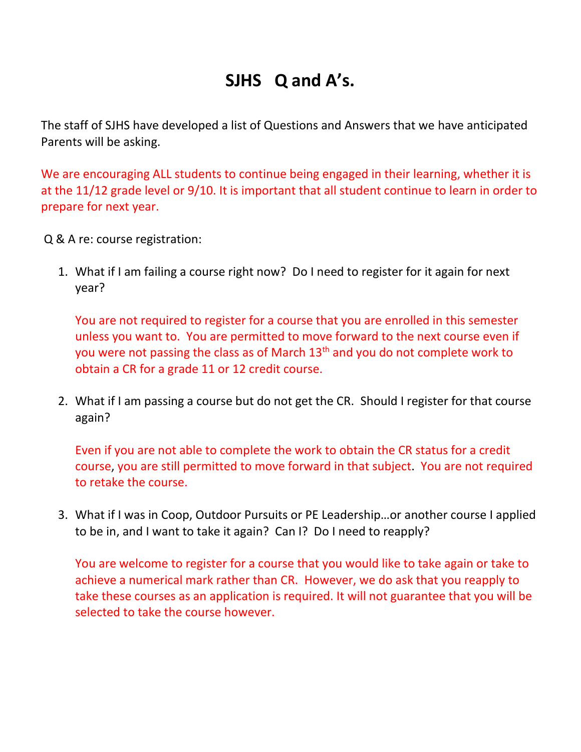# SJHS Q and A's.

The staff of SJHS have developed a list of Questions and Answers that we have anticipated Parents will be asking.

We are encouraging ALL students to continue being engaged in their learning, whether it is at the 11/12 grade level or 9/10. It is important that all student continue to learn in order to prepare for next year.

Q & A re: course registration:

1. What if I am failing a course right now? Do I need to register for it again for next year?

   You are not required to register for a course that you are enrolled in this semester unless you want to. You are permitted to move forward to the next course even if you were not passing the class as of March 13th and you do not complete work to obtain a CR for a grade 11 or 12 credit course.

2. What if I am passing a course but do not get the CR. Should I register for that course again?

   Even if you are not able to complete the work to obtain the CR status for a credit course, you are still permitted to move forward in that subject. You are not required to retake the course.

3. What if I was in Coop, Outdoor Pursuits or PE Leadership…or another course I applied to be in, and I want to take it again? Can I? Do I need to reapply?

   You are welcome to register for a course that you would like to take again or take to achieve a numerical mark rather than CR. However, we do ask that you reapply to take these courses as an application is required. It will not guarantee that you will be selected to take the course however.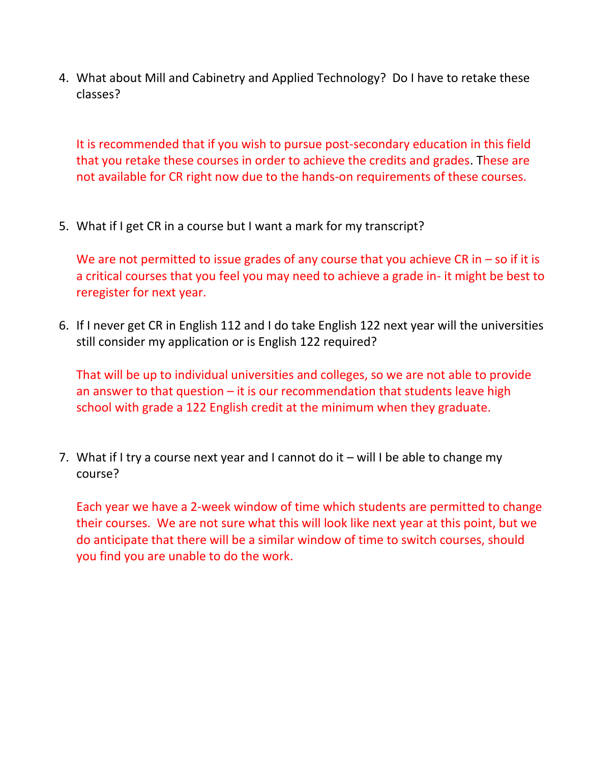4. What about Mill and Cabinetry and Applied Technology? Do I have to retake these classes?

   It is recommended that if you wish to pursue post-secondary education in this field that you retake these courses in order to achieve the credits and grades. These are not available for CR right now due to the hands-on requirements of these courses.

5. What if I get CR in a course but I want a mark for my transcript?

   We are not permitted to issue grades of any course that you achieve CR in – so if it is a critical courses that you feel you may need to achieve a grade in- it might be best to reregister for next year.

6. If I never get CR in English 112 and I do take English 122 next year will the universities still consider my application or is English 122 required?

   That will be up to individual universities and colleges, so we are not able to provide an answer to that question – it is our recommendation that students leave high school with grade a 122 English credit at the minimum when they graduate.

7. What if I try a course next year and I cannot do it – will I be able to change my course?

   Each year we have a 2-week window of time which students are permitted to change their courses. We are not sure what this will look like next year at this point, but we do anticipate that there will be a similar window of time to switch courses, should you find you are unable to do the work.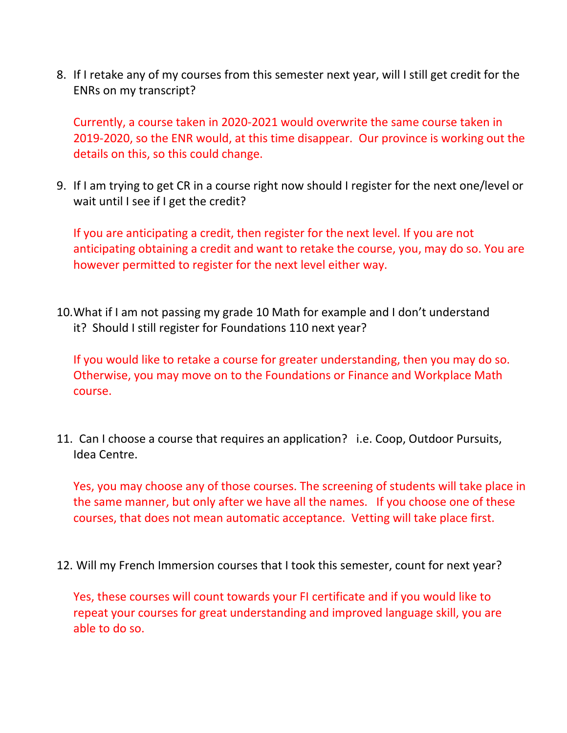8. If I retake any of my courses from this semester next year, will I still get credit for the ENRs on my transcript?

   Currently, a course taken in 2020-2021 would overwrite the same course taken in 2019-2020, so the ENR would, at this time disappear. Our province is working out the details on this, so this could change.

9. If I am trying to get CR in a course right now should I register for the next one/level or wait until I see if I get the credit?

   If you are anticipating a credit, then register for the next level. If you are not anticipating obtaining a credit and want to retake the course, you, may do so. You are however permitted to register for the next level either way.

10. What if I am not passing my grade 10 Math for example and I don't understand it? Should I still register for Foundations 110 next year?

    If you would like to retake a course for greater understanding, then you may do so. Otherwise, you may move on to the Foundations or Finance and Workplace Math course.

11. Can I choose a course that requires an application? i.e. Coop, Outdoor Pursuits, Idea Centre.

    Yes, you may choose any of those courses. The screening of students will take place in the same manner, but only after we have all the names. If you choose one of these courses, that does not mean automatic acceptance. Vetting will take place first.

12. Will my French Immersion courses that I took this semester, count for next year?

    Yes, these courses will count towards your FI certificate and if you would like to repeat your courses for great understanding and improved language skill, you are able to do so.